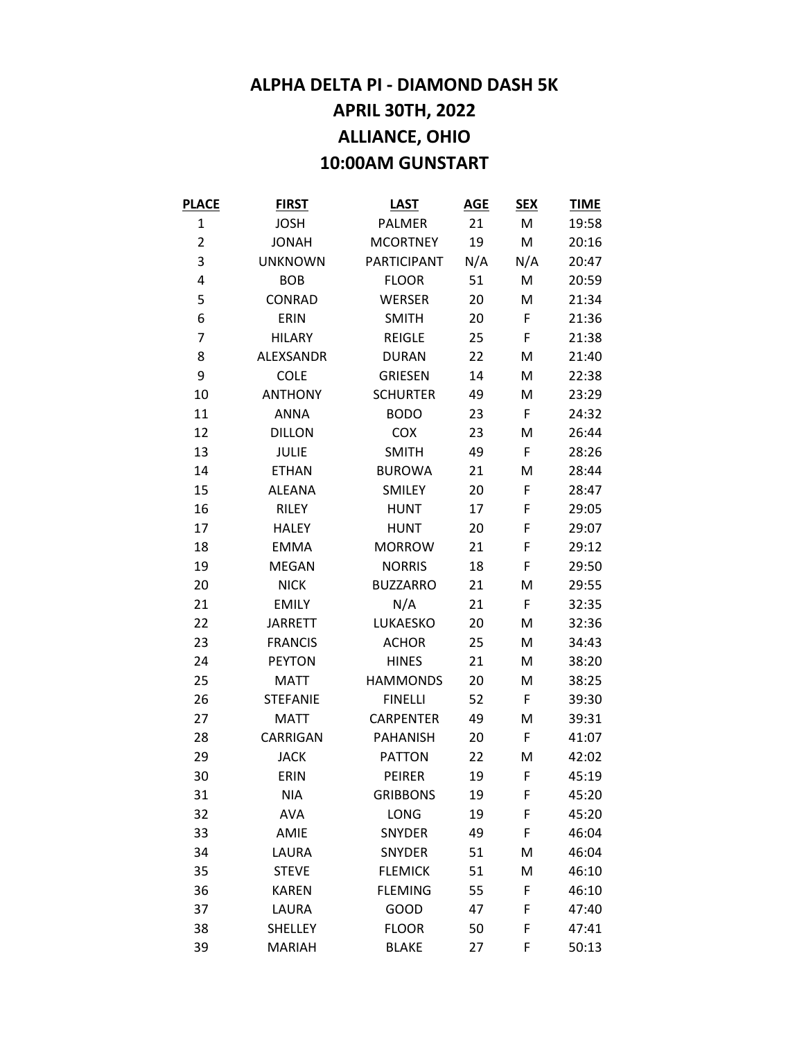# ALPHA DELTA PI - DIAMOND DASH 5K
# APRIL 30TH, 2022
# ALLIANCE, OHIO
# 10:00AM GUNSTART

| PLACE | FIRST | LAST | AGE | SEX | TIME |
|---|---|---|---|---|---|
| 1 | JOSH | PALMER | 21 | M | 19:58 |
| 2 | JONAH | MCORTNEY | 19 | M | 20:16 |
| 3 | UNKNOWN | PARTICIPANT | N/A | N/A | 20:47 |
| 4 | BOB | FLOOR | 51 | M | 20:59 |
| 5 | CONRAD | WERSER | 20 | M | 21:34 |
| 6 | ERIN | SMITH | 20 | F | 21:36 |
| 7 | HILARY | REIGLE | 25 | F | 21:38 |
| 8 | ALEXSANDR | DURAN | 22 | M | 21:40 |
| 9 | COLE | GRIESEN | 14 | M | 22:38 |
| 10 | ANTHONY | SCHURTER | 49 | M | 23:29 |
| 11 | ANNA | BODO | 23 | F | 24:32 |
| 12 | DILLON | COX | 23 | M | 26:44 |
| 13 | JULIE | SMITH | 49 | F | 28:26 |
| 14 | ETHAN | BUROWA | 21 | M | 28:44 |
| 15 | ALEANA | SMILEY | 20 | F | 28:47 |
| 16 | RILEY | HUNT | 17 | F | 29:05 |
| 17 | HALEY | HUNT | 20 | F | 29:07 |
| 18 | EMMA | MORROW | 21 | F | 29:12 |
| 19 | MEGAN | NORRIS | 18 | F | 29:50 |
| 20 | NICK | BUZZARRO | 21 | M | 29:55 |
| 21 | EMILY | N/A | 21 | F | 32:35 |
| 22 | JARRETT | LUKAESKO | 20 | M | 32:36 |
| 23 | FRANCIS | ACHOR | 25 | M | 34:43 |
| 24 | PEYTON | HINES | 21 | M | 38:20 |
| 25 | MATT | HAMMONDS | 20 | M | 38:25 |
| 26 | STEFANIE | FINELLI | 52 | F | 39:30 |
| 27 | MATT | CARPENTER | 49 | M | 39:31 |
| 28 | CARRIGAN | PAHANISH | 20 | F | 41:07 |
| 29 | JACK | PATTON | 22 | M | 42:02 |
| 30 | ERIN | PEIRER | 19 | F | 45:19 |
| 31 | NIA | GRIBBONS | 19 | F | 45:20 |
| 32 | AVA | LONG | 19 | F | 45:20 |
| 33 | AMIE | SNYDER | 49 | F | 46:04 |
| 34 | LAURA | SNYDER | 51 | M | 46:04 |
| 35 | STEVE | FLEMICK | 51 | M | 46:10 |
| 36 | KAREN | FLEMING | 55 | F | 46:10 |
| 37 | LAURA | GOOD | 47 | F | 47:40 |
| 38 | SHELLEY | FLOOR | 50 | F | 47:41 |
| 39 | MARIAH | BLAKE | 27 | F | 50:13 |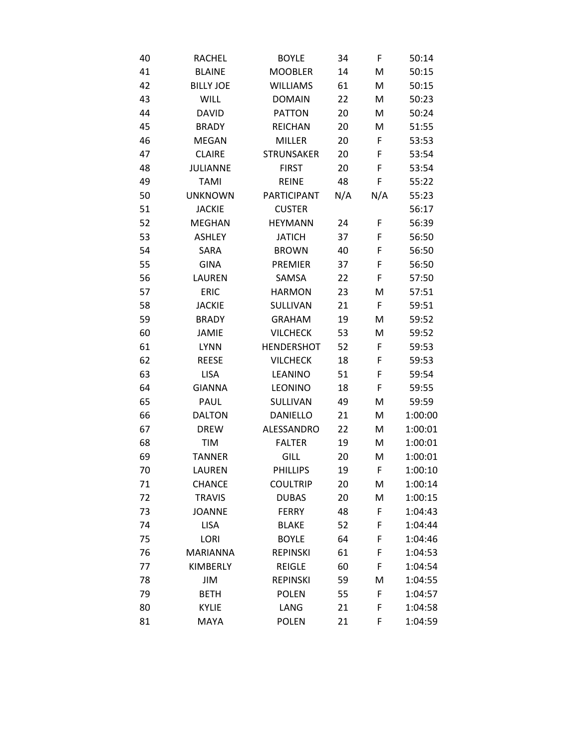| | | | | | |
|---|---|---|---|---|---|
| 40 | RACHEL | BOYLE | 34 | F | 50:14 |
| 41 | BLAINE | MOOBLER | 14 | M | 50:15 |
| 42 | BILLY JOE | WILLIAMS | 61 | M | 50:15 |
| 43 | WILL | DOMAIN | 22 | M | 50:23 |
| 44 | DAVID | PATTON | 20 | M | 50:24 |
| 45 | BRADY | REICHAN | 20 | M | 51:55 |
| 46 | MEGAN | MILLER | 20 | F | 53:53 |
| 47 | CLAIRE | STRUNSAKER | 20 | F | 53:54 |
| 48 | JULIANNE | FIRST | 20 | F | 53:54 |
| 49 | TAMI | REINE | 48 | F | 55:22 |
| 50 | UNKNOWN | PARTICIPANT | N/A | N/A | 55:23 |
| 51 | JACKIE | CUSTER | | | 56:17 |
| 52 | MEGHAN | HEYMANN | 24 | F | 56:39 |
| 53 | ASHLEY | JATICH | 37 | F | 56:50 |
| 54 | SARA | BROWN | 40 | F | 56:50 |
| 55 | GINA | PREMIER | 37 | F | 56:50 |
| 56 | LAUREN | SAMSA | 22 | F | 57:50 |
| 57 | ERIC | HARMON | 23 | M | 57:51 |
| 58 | JACKIE | SULLIVAN | 21 | F | 59:51 |
| 59 | BRADY | GRAHAM | 19 | M | 59:52 |
| 60 | JAMIE | VILCHECK | 53 | M | 59:52 |
| 61 | LYNN | HENDERSHOT | 52 | F | 59:53 |
| 62 | REESE | VILCHECK | 18 | F | 59:53 |
| 63 | LISA | LEANINO | 51 | F | 59:54 |
| 64 | GIANNA | LEONINO | 18 | F | 59:55 |
| 65 | PAUL | SULLIVAN | 49 | M | 59:59 |
| 66 | DALTON | DANIELLO | 21 | M | 1:00:00 |
| 67 | DREW | ALESSANDRO | 22 | M | 1:00:01 |
| 68 | TIM | FALTER | 19 | M | 1:00:01 |
| 69 | TANNER | GILL | 20 | M | 1:00:01 |
| 70 | LAUREN | PHILLIPS | 19 | F | 1:00:10 |
| 71 | CHANCE | COULTRIP | 20 | M | 1:00:14 |
| 72 | TRAVIS | DUBAS | 20 | M | 1:00:15 |
| 73 | JOANNE | FERRY | 48 | F | 1:04:43 |
| 74 | LISA | BLAKE | 52 | F | 1:04:44 |
| 75 | LORI | BOYLE | 64 | F | 1:04:46 |
| 76 | MARIANNA | REPINSKI | 61 | F | 1:04:53 |
| 77 | KIMBERLY | REIGLE | 60 | F | 1:04:54 |
| 78 | JIM | REPINSKI | 59 | M | 1:04:55 |
| 79 | BETH | POLEN | 55 | F | 1:04:57 |
| 80 | KYLIE | LANG | 21 | F | 1:04:58 |
| 81 | MAYA | POLEN | 21 | F | 1:04:59 |